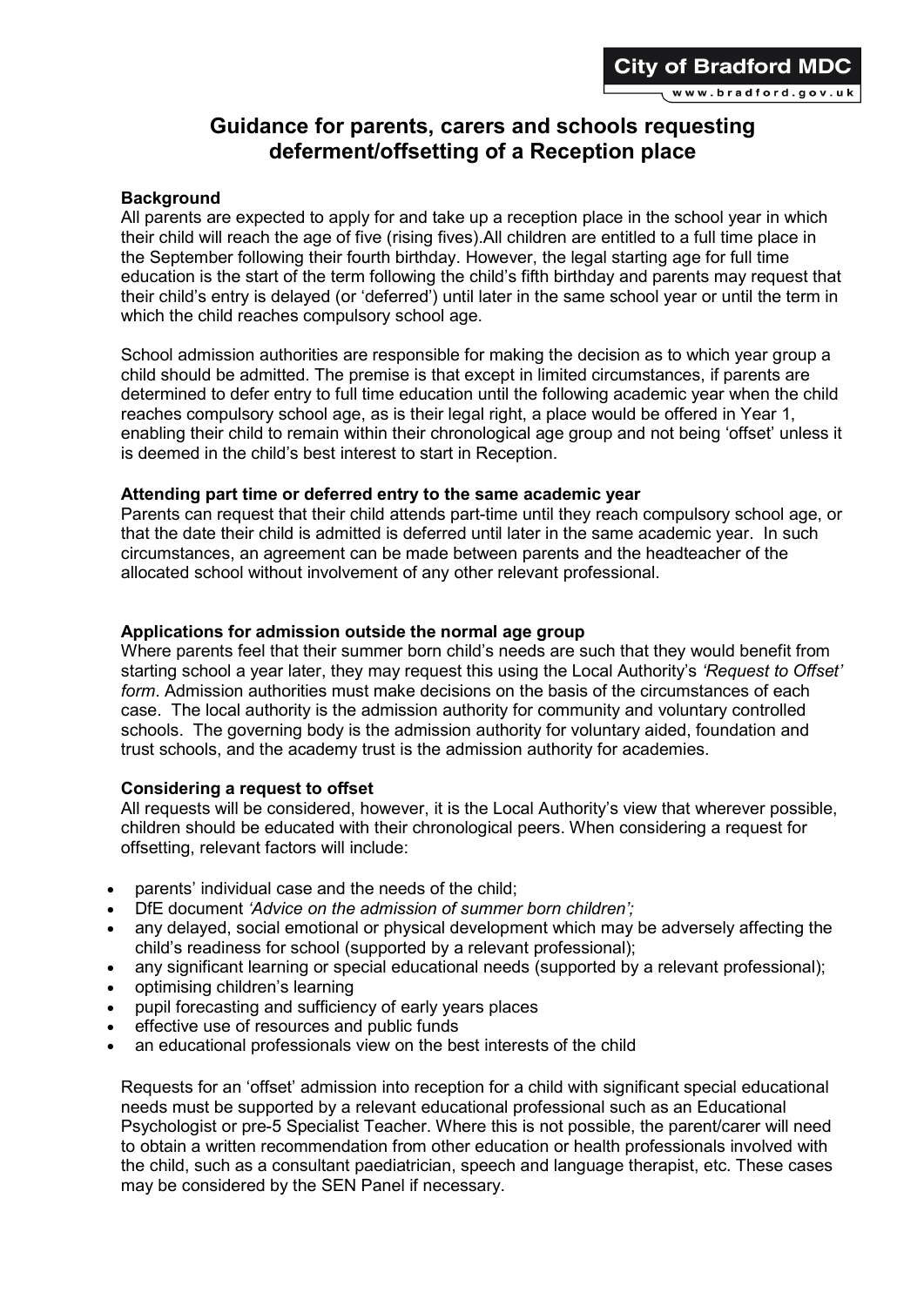City of Bradford MDC
www.bradford.gov.uk

# Guidance for parents, carers and schools requesting deferment/offsetting of a Reception place

## Background

All parents are expected to apply for and take up a reception place in the school year in which their child will reach the age of five (rising fives).All children are entitled to a full time place in the September following their fourth birthday. However, the legal starting age for full time education is the start of the term following the child's fifth birthday and parents may request that their child's entry is delayed (or 'deferred') until later in the same school year or until the term in which the child reaches compulsory school age.

School admission authorities are responsible for making the decision as to which year group a child should be admitted. The premise is that except in limited circumstances, if parents are determined to defer entry to full time education until the following academic year when the child reaches compulsory school age, as is their legal right, a place would be offered in Year 1, enabling their child to remain within their chronological age group and not being 'offset' unless it is deemed in the child's best interest to start in Reception.

## Attending part time or deferred entry to the same academic year

Parents can request that their child attends part-time until they reach compulsory school age, or that the date their child is admitted is deferred until later in the same academic year. In such circumstances, an agreement can be made between parents and the headteacher of the allocated school without involvement of any other relevant professional.

## Applications for admission outside the normal age group

Where parents feel that their summer born child's needs are such that they would benefit from starting school a year later, they may request this using the Local Authority's *'Request to Offset' form*. Admission authorities must make decisions on the basis of the circumstances of each case. The local authority is the admission authority for community and voluntary controlled schools. The governing body is the admission authority for voluntary aided, foundation and trust schools, and the academy trust is the admission authority for academies.

## Considering a request to offset

All requests will be considered, however, it is the Local Authority's view that wherever possible, children should be educated with their chronological peers. When considering a request for offsetting, relevant factors will include:

- parents' individual case and the needs of the child;
- DfE document *'Advice on the admission of summer born children';*
- any delayed, social emotional or physical development which may be adversely affecting the child's readiness for school (supported by a relevant professional);
- any significant learning or special educational needs (supported by a relevant professional);
- optimising children's learning
- pupil forecasting and sufficiency of early years places
- effective use of resources and public funds
- an educational professionals view on the best interests of the child

Requests for an 'offset' admission into reception for a child with significant special educational needs must be supported by a relevant educational professional such as an Educational Psychologist or pre-5 Specialist Teacher. Where this is not possible, the parent/carer will need to obtain a written recommendation from other education or health professionals involved with the child, such as a consultant paediatrician, speech and language therapist, etc. These cases may be considered by the SEN Panel if necessary.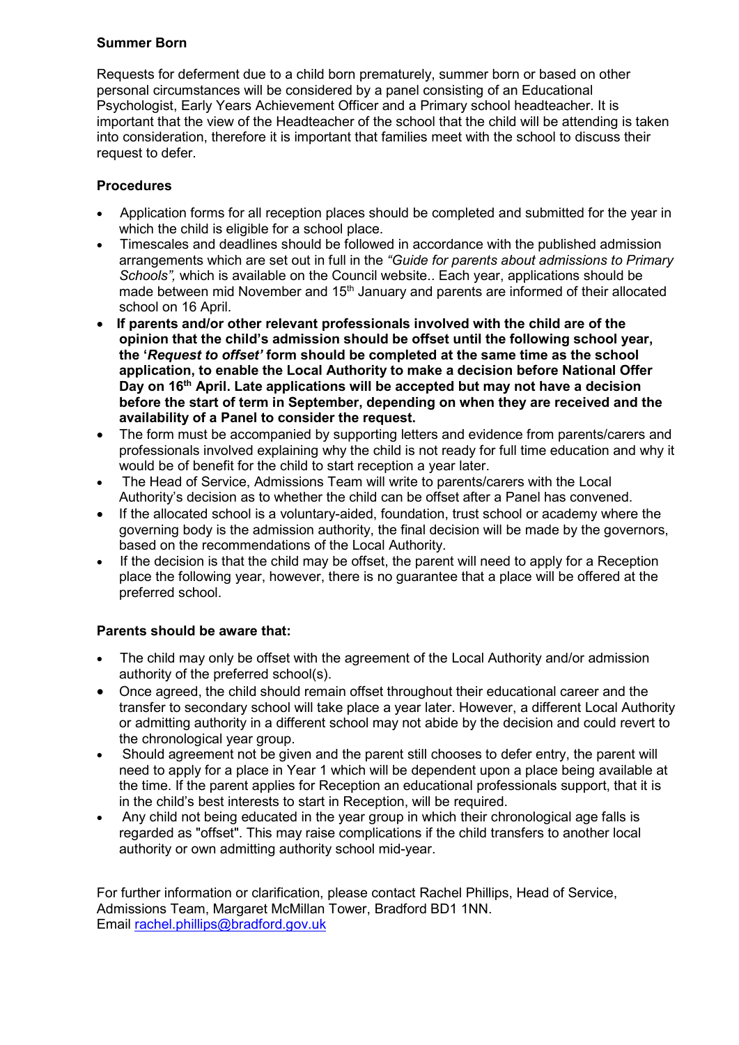**Summer Born**

Requests for deferment due to a child born prematurely, summer born or based on other personal circumstances will be considered by a panel consisting of an Educational Psychologist, Early Years Achievement Officer and a Primary school headteacher. It is important that the view of the Headteacher of the school that the child will be attending is taken into consideration, therefore it is important that families meet with the school to discuss their request to defer.

**Procedures**

- Application forms for all reception places should be completed and submitted for the year in which the child is eligible for a school place.
- Timescales and deadlines should be followed in accordance with the published admission arrangements which are set out in full in the *"Guide for parents about admissions to Primary Schools",* which is available on the Council website.. Each year, applications should be made between mid November and 15th January and parents are informed of their allocated school on 16 April.
- **If parents and/or other relevant professionals involved with the child are of the opinion that the child's admission should be offset until the following school year, the '*Request to offset'* form should be completed at the same time as the school application, to enable the Local Authority to make a decision before National Offer Day on 16th April. Late applications will be accepted but may not have a decision before the start of term in September, depending on when they are received and the availability of a Panel to consider the request.**
- The form must be accompanied by supporting letters and evidence from parents/carers and professionals involved explaining why the child is not ready for full time education and why it would be of benefit for the child to start reception a year later.
- The Head of Service, Admissions Team will write to parents/carers with the Local Authority's decision as to whether the child can be offset after a Panel has convened.
- If the allocated school is a voluntary-aided, foundation, trust school or academy where the governing body is the admission authority, the final decision will be made by the governors, based on the recommendations of the Local Authority.
- If the decision is that the child may be offset, the parent will need to apply for a Reception place the following year, however, there is no guarantee that a place will be offered at the preferred school.

**Parents should be aware that:**

- The child may only be offset with the agreement of the Local Authority and/or admission authority of the preferred school(s).
- Once agreed, the child should remain offset throughout their educational career and the transfer to secondary school will take place a year later. However, a different Local Authority or admitting authority in a different school may not abide by the decision and could revert to the chronological year group.
- Should agreement not be given and the parent still chooses to defer entry, the parent will need to apply for a place in Year 1 which will be dependent upon a place being available at the time. If the parent applies for Reception an educational professionals support, that it is in the child's best interests to start in Reception, will be required.
- Any child not being educated in the year group in which their chronological age falls is regarded as "offset". This may raise complications if the child transfers to another local authority or own admitting authority school mid-year.

For further information or clarification, please contact Rachel Phillips, Head of Service, Admissions Team, Margaret McMillan Tower, Bradford BD1 1NN.
Email rachel.phillips@bradford.gov.uk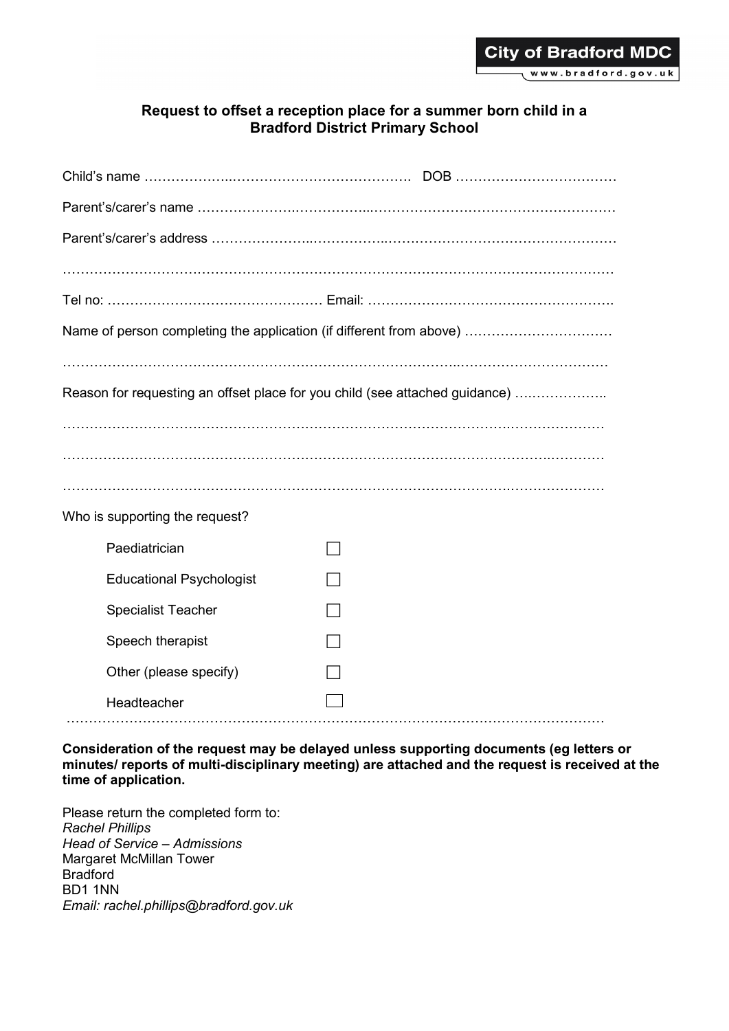City of Bradford MDC
www.bradford.gov.uk

**Request to offset a reception place for a summer born child in a Bradford District Primary School**

Child's name ………………..…………………………………. DOB ………………………….…

Parent's/carer's name …………………..……………..………………………………………………

Parent's/carer's address …………………...……………..……………………………………………

……………………………………………………………………………………………………………

Tel no: ………………………………………… Email: ……………………………………………….

Name of person completing the application (if different from above) ……………………………

……………………………………………………………………………..……………………………

Reason for requesting an offset place for you child (see attached guidance) ………………..

……………………………………………………………………………………..……………………

……..……………………………..………………….…………………….………………..…………

………………………………………………………………………………………….………………

Who is supporting the request?

- Paediatrician ☐
- Educational Psychologist ☐
- Specialist Teacher ☐
- Speech therapist ☐
- Other (please specify) ☐
- Headteacher ☐

……………………………………………………………………………………………………………

**Consideration of the request may be delayed unless supporting documents (eg letters or minutes/ reports of multi-disciplinary meeting) are attached and the request is received at the time of application.**

Please return the completed form to:
*Rachel Phillips*
*Head of Service – Admissions*
Margaret McMillan Tower
Bradford
BD1 1NN
*Email: rachel.phillips@bradford.gov.uk*